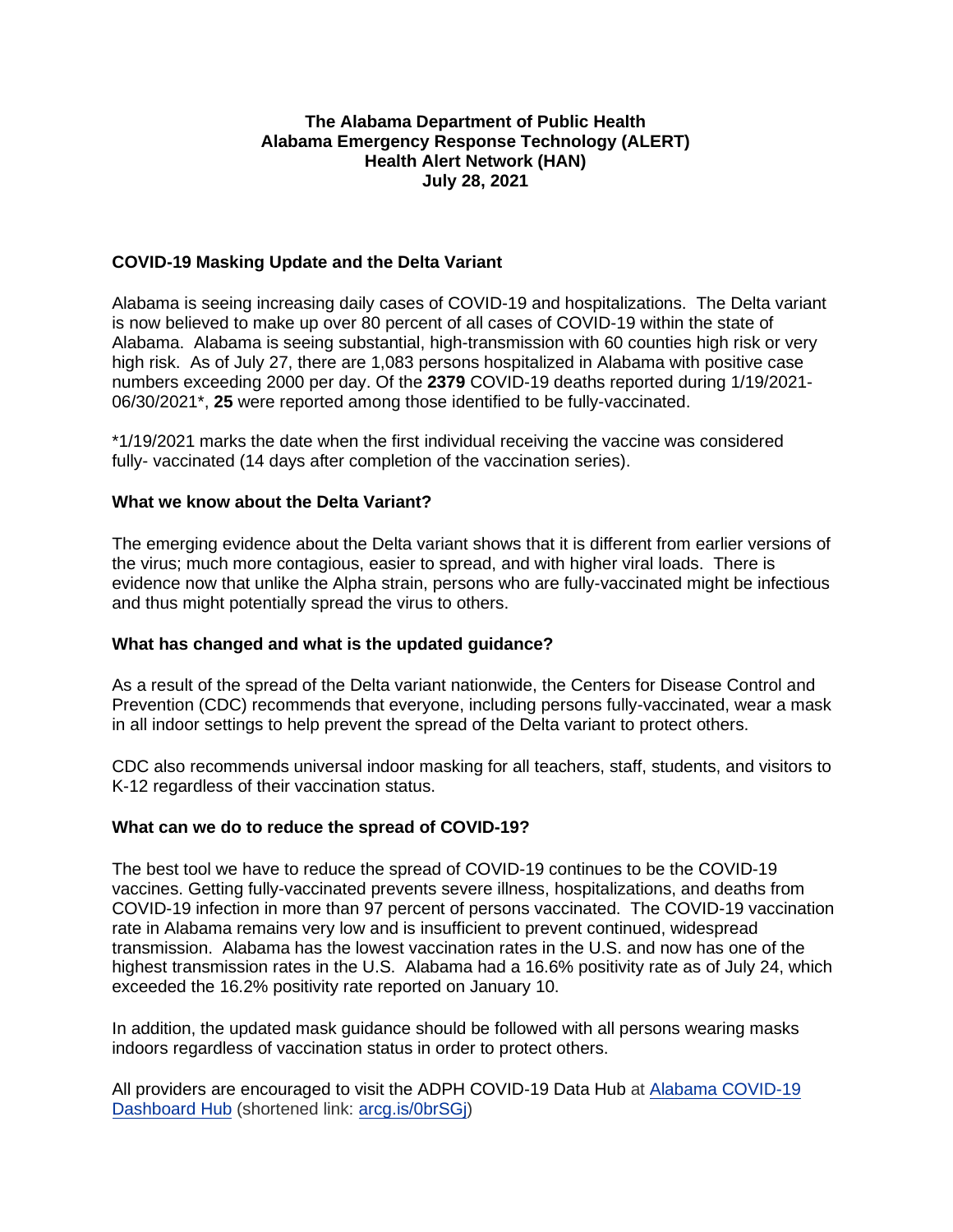**The Alabama Department of Public Health**
**Alabama Emergency Response Technology (ALERT)**
**Health Alert Network (HAN)**
**July 28, 2021**

## COVID-19 Masking Update and the Delta Variant

Alabama is seeing increasing daily cases of COVID-19 and hospitalizations. The Delta variant is now believed to make up over 80 percent of all cases of COVID-19 within the state of Alabama. Alabama is seeing substantial, high-transmission with 60 counties high risk or very high risk. As of July 27, there are 1,083 persons hospitalized in Alabama with positive case numbers exceeding 2000 per day. Of the **2379** COVID-19 deaths reported during 1/19/2021-06/30/2021*, **25** were reported among those identified to be fully-vaccinated.

*1/19/2021 marks the date when the first individual receiving the vaccine was considered fully- vaccinated (14 days after completion of the vaccination series).

### What we know about the Delta Variant?

The emerging evidence about the Delta variant shows that it is different from earlier versions of the virus; much more contagious, easier to spread, and with higher viral loads. There is evidence now that unlike the Alpha strain, persons who are fully-vaccinated might be infectious and thus might potentially spread the virus to others.

### What has changed and what is the updated guidance?

As a result of the spread of the Delta variant nationwide, the Centers for Disease Control and Prevention (CDC) recommends that everyone, including persons fully-vaccinated, wear a mask in all indoor settings to help prevent the spread of the Delta variant to protect others.

CDC also recommends universal indoor masking for all teachers, staff, students, and visitors to K-12 regardless of their vaccination status.

### What can we do to reduce the spread of COVID-19?

The best tool we have to reduce the spread of COVID-19 continues to be the COVID-19 vaccines. Getting fully-vaccinated prevents severe illness, hospitalizations, and deaths from COVID-19 infection in more than 97 percent of persons vaccinated. The COVID-19 vaccination rate in Alabama remains very low and is insufficient to prevent continued, widespread transmission. Alabama has the lowest vaccination rates in the U.S. and now has one of the highest transmission rates in the U.S. Alabama had a 16.6% positivity rate as of July 24, which exceeded the 16.2% positivity rate reported on January 10.

In addition, the updated mask guidance should be followed with all persons wearing masks indoors regardless of vaccination status in order to protect others.

All providers are encouraged to visit the ADPH COVID-19 Data Hub at [Alabama COVID-19 Dashboard Hub](arcg.is/0brSGj) (shortened link: [arcg.is/0brSGj](arcg.is/0brSGj))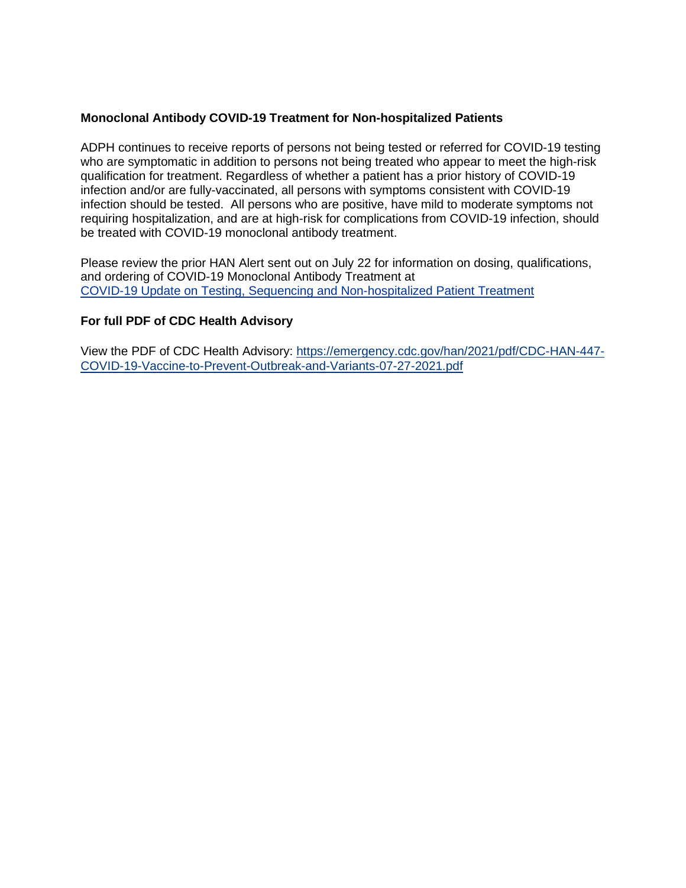**Monoclonal Antibody COVID-19 Treatment for Non-hospitalized Patients**

ADPH continues to receive reports of persons not being tested or referred for COVID-19 testing who are symptomatic in addition to persons not being treated who appear to meet the high-risk qualification for treatment. Regardless of whether a patient has a prior history of COVID-19 infection and/or are fully-vaccinated, all persons with symptoms consistent with COVID-19 infection should be tested. All persons who are positive, have mild to moderate symptoms not requiring hospitalization, and are at high-risk for complications from COVID-19 infection, should be treated with COVID-19 monoclonal antibody treatment.

Please review the prior HAN Alert sent out on July 22 for information on dosing, qualifications, and ordering of COVID-19 Monoclonal Antibody Treatment at COVID-19 Update on Testing, Sequencing and Non-hospitalized Patient Treatment

**For full PDF of CDC Health Advisory**

View the PDF of CDC Health Advisory: https://emergency.cdc.gov/han/2021/pdf/CDC-HAN-447-COVID-19-Vaccine-to-Prevent-Outbreak-and-Variants-07-27-2021.pdf